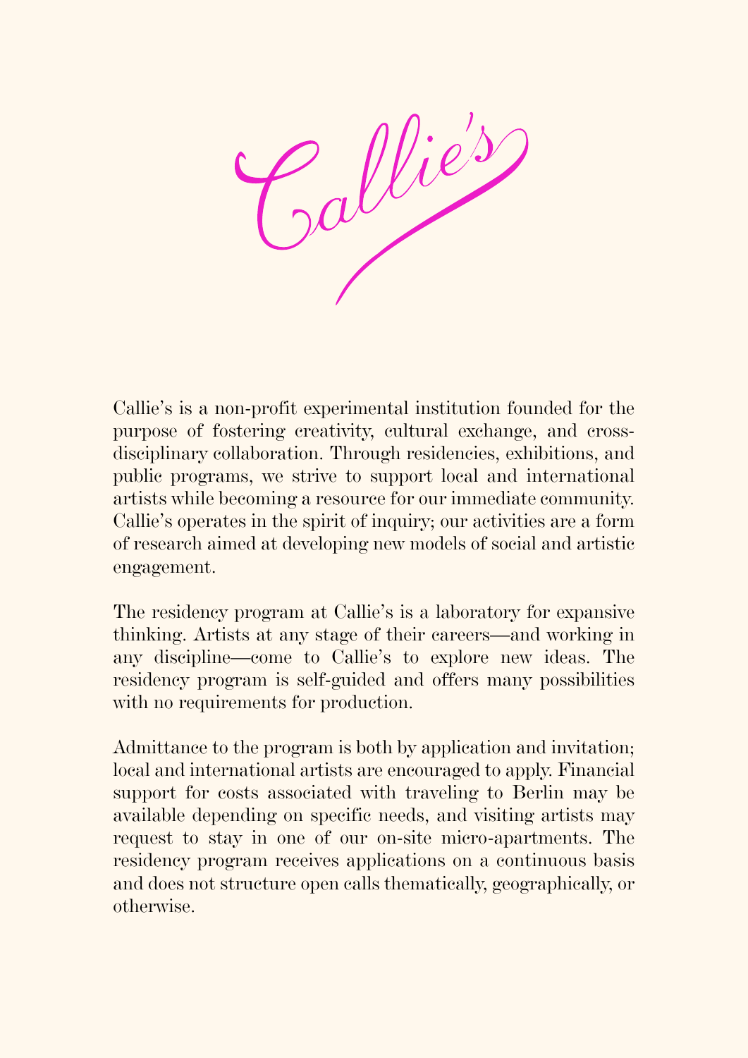# Callie's

Callie's is a non-profit experimental institution founded for the purpose of fostering creativity, cultural exchange, and cross-disciplinary collaboration. Through residencies, exhibitions, and public programs, we strive to support local and international artists while becoming a resource for our immediate community. Callie's operates in the spirit of inquiry; our activities are a form of research aimed at developing new models of social and artistic engagement.

The residency program at Callie's is a laboratory for expansive thinking. Artists at any stage of their careers—and working in any discipline—come to Callie's to explore new ideas. The residency program is self-guided and offers many possibilities with no requirements for production.

Admittance to the program is both by application and invitation; local and international artists are encouraged to apply. Financial support for costs associated with traveling to Berlin may be available depending on specific needs, and visiting artists may request to stay in one of our on-site micro-apartments. The residency program receives applications on a continuous basis and does not structure open calls thematically, geographically, or otherwise.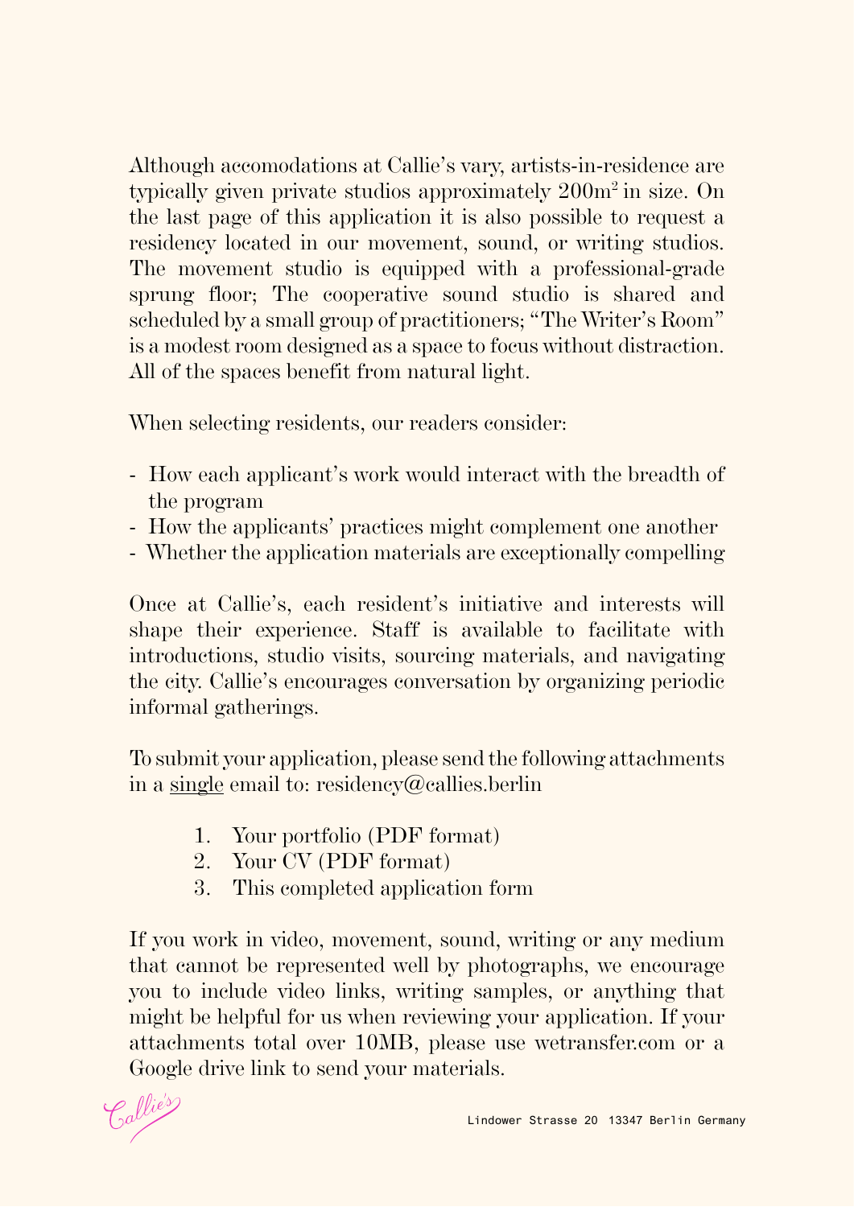Although accomodations at Callie's vary, artists-in-residence are typically given private studios approximately 200m$^2$ in size. On the last page of this application it is also possible to request a residency located in our movement, sound, or writing studios. The movement studio is equipped with a professional-grade sprung floor; The cooperative sound studio is shared and scheduled by a small group of practitioners; "The Writer's Room" is a modest room designed as a space to focus without distraction. All of the spaces benefit from natural light.

When selecting residents, our readers consider:

- How each applicant's work would interact with the breadth of the program
- How the applicants' practices might complement one another
- Whether the application materials are exceptionally compelling

Once at Callie's, each resident's initiative and interests will shape their experience. Staff is available to facilitate with introductions, studio visits, sourcing materials, and navigating the city. Callie's encourages conversation by organizing periodic informal gatherings.

To submit your application, please send the following attachments in a <u>single</u> email to: residency@callies.berlin

1. Your portfolio (PDF format)
2. Your CV (PDF format)
3. This completed application form

If you work in video, movement, sound, writing or any medium that cannot be represented well by photographs, we encourage you to include video links, writing samples, or anything that might be helpful for us when reviewing your application. If your attachments total over 10MB, please use wetransfer.com or a Google drive link to send your materials.

Callie's

Lindower Strasse 20 13347 Berlin Germany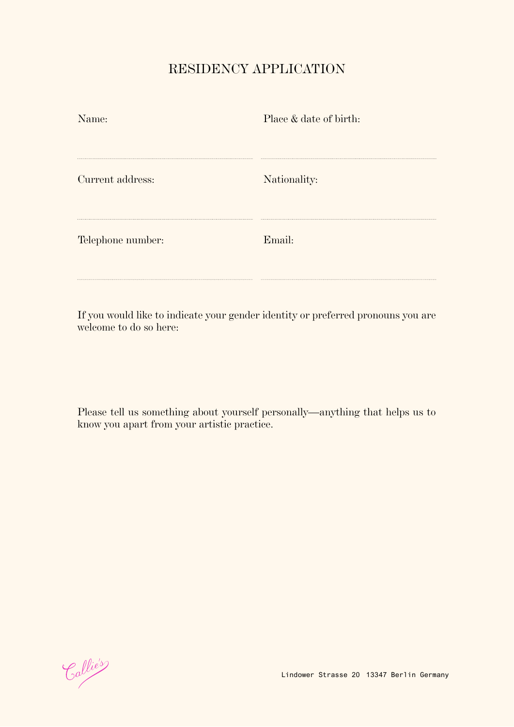# RESIDENCY APPLICATION

Name:

Place & date of birth:

Current address:

Nationality:

Telephone number:

Email:

If you would like to indicate your gender identity or preferred pronouns you are welcome to do so here:

Please tell us something about yourself personally—anything that helps us to know you apart from your artistic practice.

Callie's

Lindower Strasse 20 13347 Berlin Germany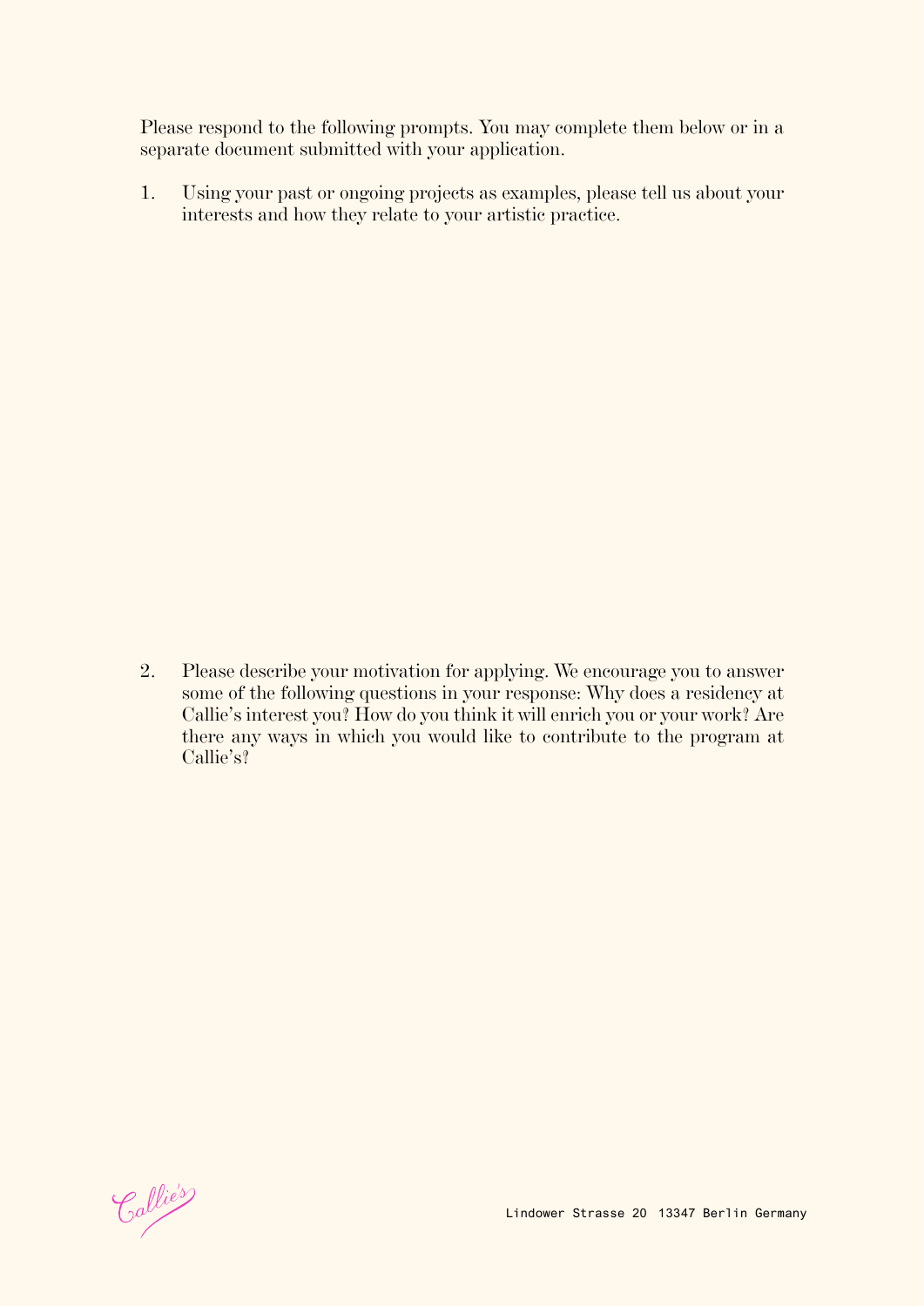Please respond to the following prompts. You may complete them below or in a separate document submitted with your application.

1. Using your past or ongoing projects as examples, please tell us about your interests and how they relate to your artistic practice.

2. Please describe your motivation for applying. We encourage you to answer some of the following questions in your response: Why does a residency at Callie's interest you? How do you think it will enrich you or your work? Are there any ways in which you would like to contribute to the program at Callie's?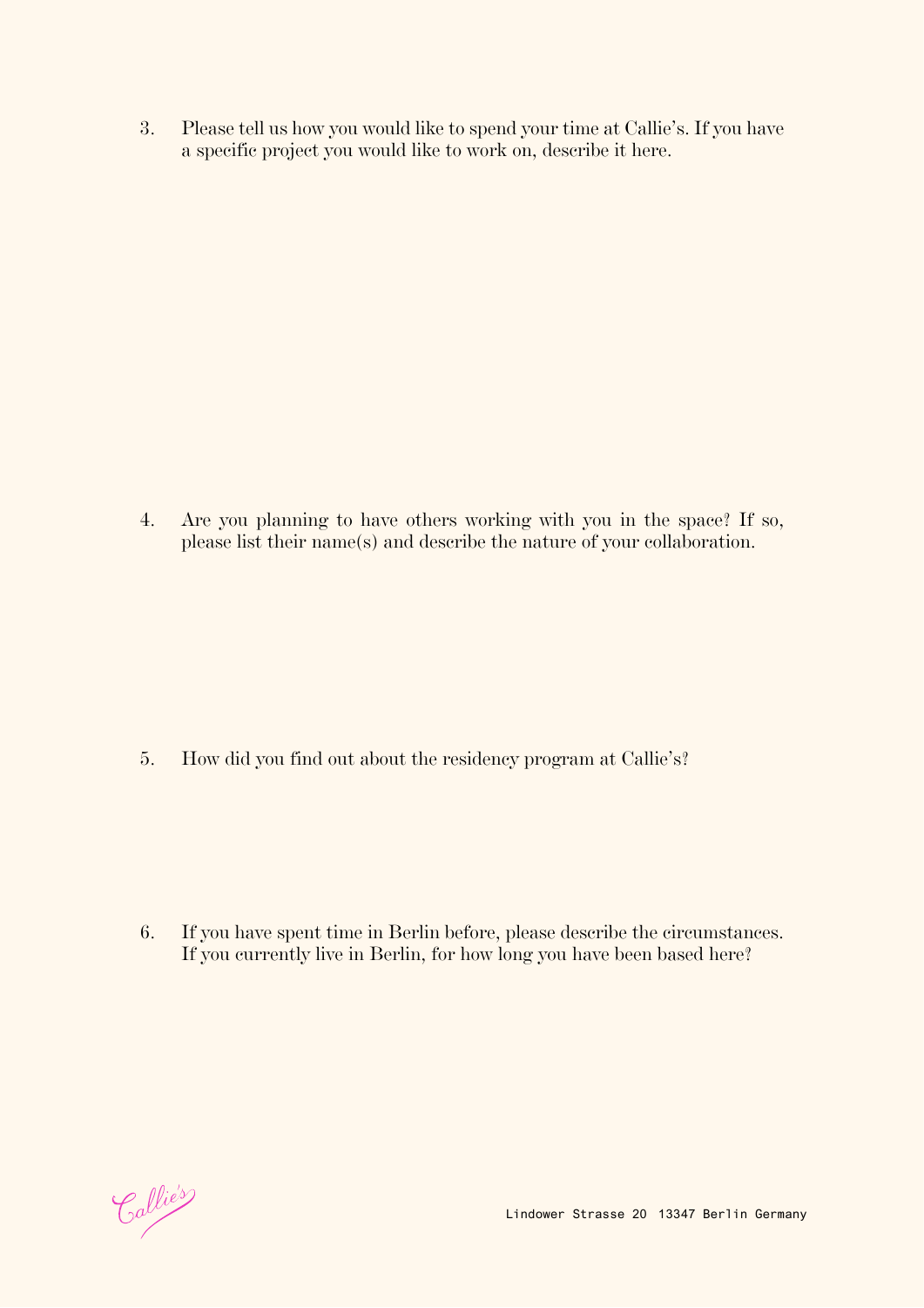3. Please tell us how you would like to spend your time at Callie's. If you have a specific project you would like to work on, describe it here.

4. Are you planning to have others working with you in the space? If so, please list their name(s) and describe the nature of your collaboration.

5. How did you find out about the residency program at Callie's?

6. If you have spent time in Berlin before, please describe the circumstances. If you currently live in Berlin, for how long you have been based here?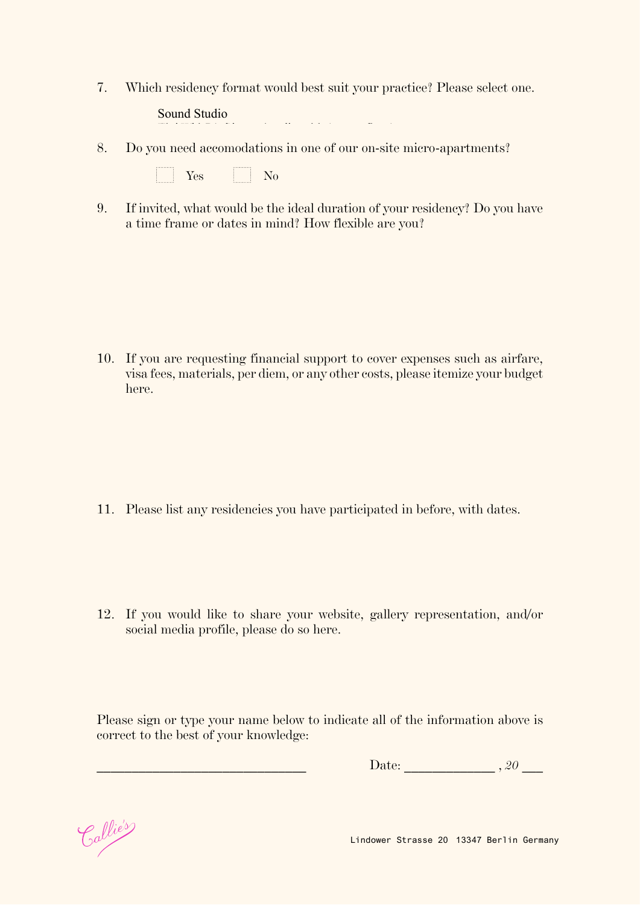7. Which residency format would best suit your practice? Please select one.

   Sound Studio

8. Do you need accomodations in one of our on-site micro-apartments?

   ☐ Yes ☐ No

9. If invited, what would be the ideal duration of your residency? Do you have a time frame or dates in mind? How flexible are you?

10. If you are requesting financial support to cover expenses such as airfare, visa fees, materials, per diem, or any other costs, please itemize your budget here.

11. Please list any residencies you have participated in before, with dates.

12. If you would like to share your website, gallery representation, and/or social media profile, please do so here.

Please sign or type your name below to indicate all of the information above is correct to the best of your knowledge:

_____________________________ Date: _____________ , *20* ___

Callie's

Lindower Strasse 20 13347 Berlin Germany